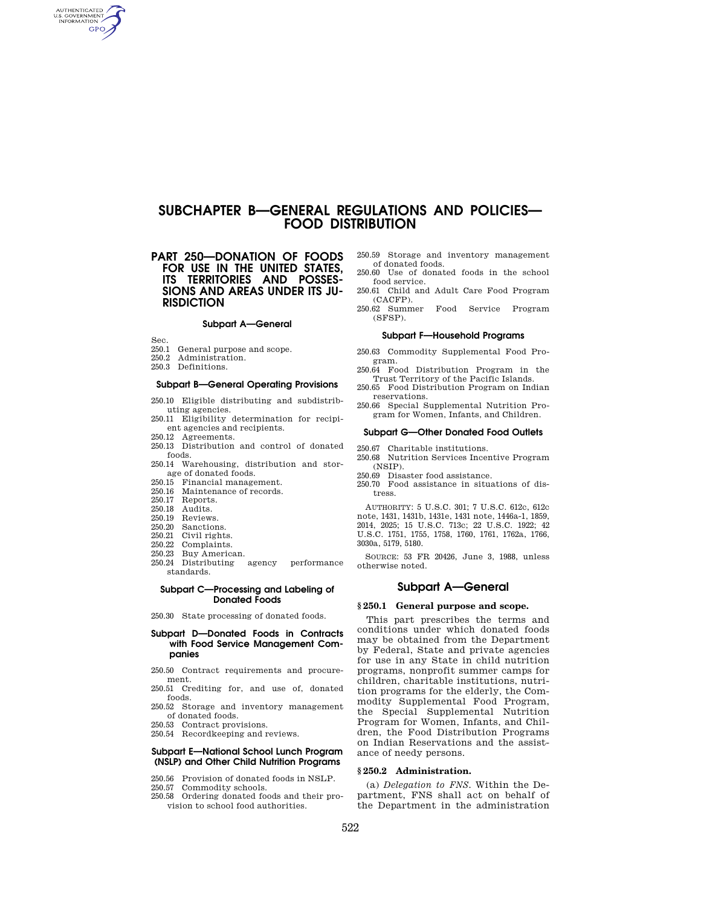# SUBCHAPTER B—GENERAL REGULATIONS AND POLICIES—FOOD DISTRIBUTION

## PART 250—DONATION OF FOODS FOR USE IN THE UNITED STATES, ITS TERRITORIES AND POSSESSIONS AND AREAS UNDER ITS JURISDICTION

### Subpart A—General

Sec.
250.1 General purpose and scope.
250.2 Administration.
250.3 Definitions.

### Subpart B—General Operating Provisions

250.10 Eligible distributing and subdistributing agencies.
250.11 Eligibility determination for recipient agencies and recipients.
250.12 Agreements.
250.13 Distribution and control of donated foods.
250.14 Warehousing, distribution and storage of donated foods.
250.15 Financial management.
250.16 Maintenance of records.
250.17 Reports.
250.18 Audits.
250.19 Reviews.
250.20 Sanctions.
250.21 Civil rights.
250.22 Complaints.
250.23 Buy American.
250.24 Distributing agency performance standards.

### Subpart C—Processing and Labeling of Donated Foods

250.30 State processing of donated foods.

### Subpart D—Donated Foods in Contracts with Food Service Management Companies

250.50 Contract requirements and procurement.
250.51 Crediting for, and use of, donated foods.
250.52 Storage and inventory management of donated foods.
250.53 Contract provisions.
250.54 Recordkeeping and reviews.

### Subpart E—National School Lunch Program (NSLP) and Other Child Nutrition Programs

250.56 Provision of donated foods in NSLP.
250.57 Commodity schools.
250.58 Ordering donated foods and their provision to school food authorities.
250.59 Storage and inventory management of donated foods.
250.60 Use of donated foods in the school food service.
250.61 Child and Adult Care Food Program (CACFP).
250.62 Summer Food Service Program (SFSP).

### Subpart F—Household Programs

250.63 Commodity Supplemental Food Program.
250.64 Food Distribution Program in the Trust Territory of the Pacific Islands.
250.65 Food Distribution Program on Indian reservations.
250.66 Special Supplemental Nutrition Program for Women, Infants, and Children.

### Subpart G—Other Donated Food Outlets

250.67 Charitable institutions.
250.68 Nutrition Services Incentive Program (NSIP).
250.69 Disaster food assistance.
250.70 Food assistance in situations of distress.

AUTHORITY: 5 U.S.C. 301; 7 U.S.C. 612c, 612c note, 1431, 1431b, 1431e, 1431 note, 1446a-1, 1859, 2014, 2025; 15 U.S.C. 713c; 22 U.S.C. 1922; 42 U.S.C. 1751, 1755, 1758, 1760, 1761, 1762a, 1766, 3030a, 5179, 5180.

SOURCE: 53 FR 20426, June 3, 1988, unless otherwise noted.

## Subpart A—General

### § 250.1 General purpose and scope.

This part prescribes the terms and conditions under which donated foods may be obtained from the Department by Federal, State and private agencies for use in any State in child nutrition programs, nonprofit summer camps for children, charitable institutions, nutrition programs for the elderly, the Commodity Supplemental Food Program, the Special Supplemental Nutrition Program for Women, Infants, and Children, the Food Distribution Programs on Indian Reservations and the assistance of needy persons.

### § 250.2 Administration.

(a) *Delegation to FNS.* Within the Department, FNS shall act on behalf of the Department in the administration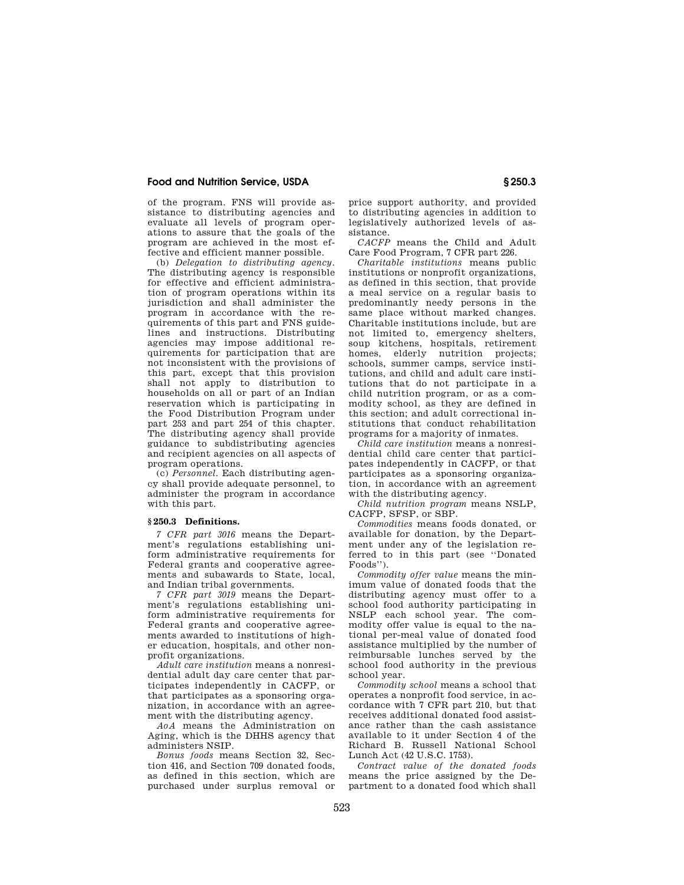of the program. FNS will provide assistance to distributing agencies and evaluate all levels of program operations to assure that the goals of the program are achieved in the most effective and efficient manner possible.

(b) *Delegation to distributing agency.* The distributing agency is responsible for effective and efficient administration of program operations within its jurisdiction and shall administer the program in accordance with the requirements of this part and FNS guidelines and instructions. Distributing agencies may impose additional requirements for participation that are not inconsistent with the provisions of this part, except that this provision shall not apply to distribution to households on all or part of an Indian reservation which is participating in the Food Distribution Program under part 253 and part 254 of this chapter. The distributing agency shall provide guidance to subdistributing agencies and recipient agencies on all aspects of program operations.

(c) *Personnel.* Each distributing agency shall provide adequate personnel, to administer the program in accordance with this part.

### § 250.3 Definitions.

*7 CFR part 3016* means the Department's regulations establishing uniform administrative requirements for Federal grants and cooperative agreements and subawards to State, local, and Indian tribal governments.

*7 CFR part 3019* means the Department's regulations establishing uniform administrative requirements for Federal grants and cooperative agreements awarded to institutions of higher education, hospitals, and other nonprofit organizations.

*Adult care institution* means a nonresidential adult day care center that participates independently in CACFP, or that participates as a sponsoring organization, in accordance with an agreement with the distributing agency.

*AoA* means the Administration on Aging, which is the DHHS agency that administers NSIP.

*Bonus foods* means Section 32, Section 416, and Section 709 donated foods, as defined in this section, which are purchased under surplus removal or price support authority, and provided to distributing agencies in addition to legislatively authorized levels of assistance.

*CACFP* means the Child and Adult Care Food Program, 7 CFR part 226.

*Charitable institutions* means public institutions or nonprofit organizations, as defined in this section, that provide a meal service on a regular basis to predominantly needy persons in the same place without marked changes. Charitable institutions include, but are not limited to, emergency shelters, soup kitchens, hospitals, retirement homes, elderly nutrition projects; schools, summer camps, service institutions, and child and adult care institutions that do not participate in a child nutrition program, or as a commodity school, as they are defined in this section; and adult correctional institutions that conduct rehabilitation programs for a majority of inmates.

*Child care institution* means a nonresidential child care center that participates independently in CACFP, or that participates as a sponsoring organization, in accordance with an agreement with the distributing agency.

*Child nutrition program* means NSLP, CACFP, SFSP, or SBP.

*Commodities* means foods donated, or available for donation, by the Department under any of the legislation referred to in this part (see "Donated Foods").

*Commodity offer value* means the minimum value of donated foods that the distributing agency must offer to a school food authority participating in NSLP each school year. The commodity offer value is equal to the national per-meal value of donated food assistance multiplied by the number of reimbursable lunches served by the school food authority in the previous school year.

*Commodity school* means a school that operates a nonprofit food service, in accordance with 7 CFR part 210, but that receives additional donated food assistance rather than the cash assistance available to it under Section 4 of the Richard B. Russell National School Lunch Act (42 U.S.C. 1753).

*Contract value of the donated foods* means the price assigned by the Department to a donated food which shall